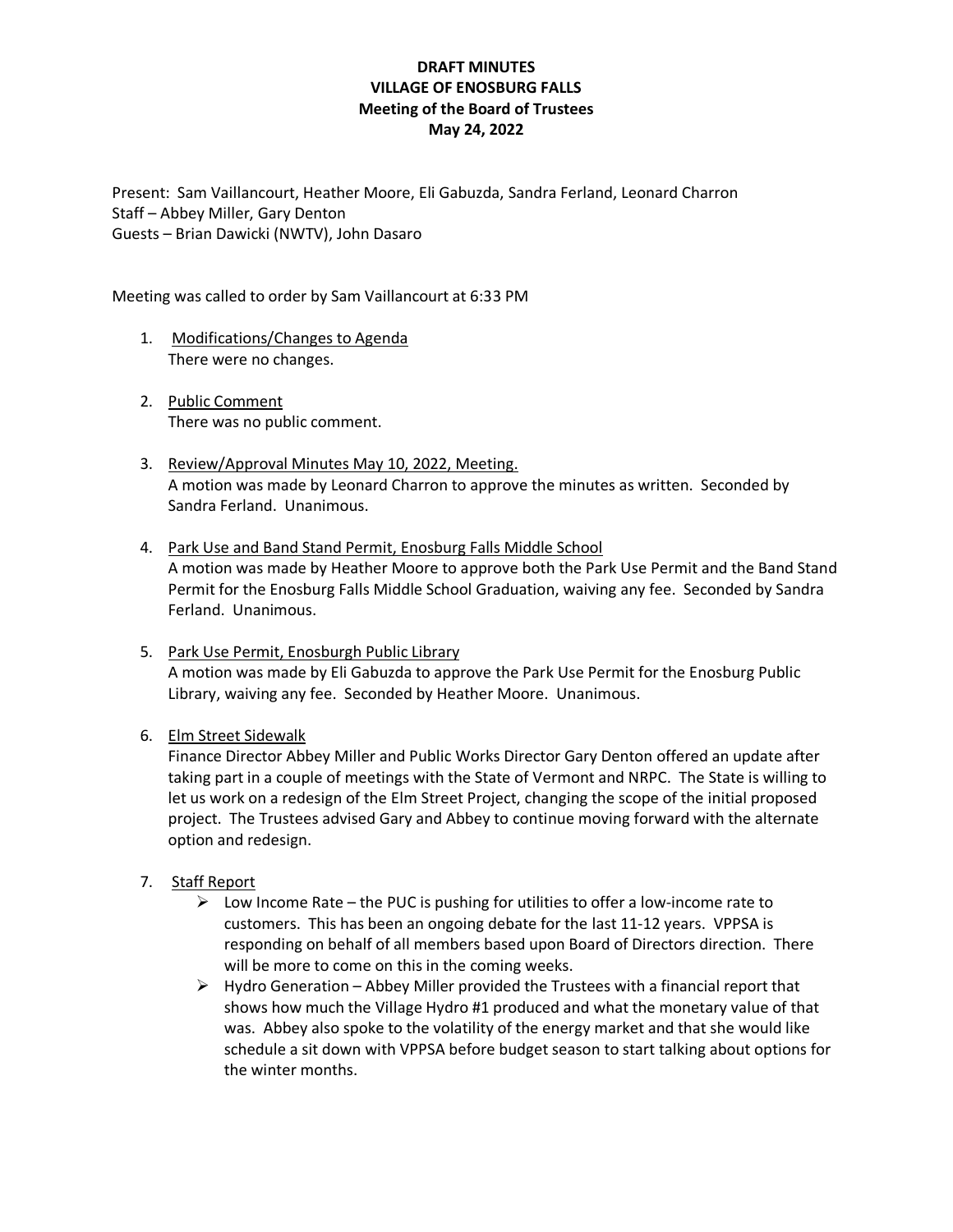# DRAFT MINUTES
# VILLAGE OF ENOSBURG FALLS
## Meeting of the Board of Trustees
## May 24, 2022

Present: Sam Vaillancourt, Heather Moore, Eli Gabuzda, Sandra Ferland, Leonard Charron
Staff – Abbey Miller, Gary Denton
Guests – Brian Dawicki (NWTV), John Dasaro

Meeting was called to order by Sam Vaillancourt at 6:33 PM

1. Modifications/Changes to Agenda
   There were no changes.

2. Public Comment
   There was no public comment.

3. Review/Approval Minutes May 10, 2022, Meeting.
   A motion was made by Leonard Charron to approve the minutes as written. Seconded by Sandra Ferland. Unanimous.

4. Park Use and Band Stand Permit, Enosburg Falls Middle School
   A motion was made by Heather Moore to approve both the Park Use Permit and the Band Stand Permit for the Enosburg Falls Middle School Graduation, waiving any fee. Seconded by Sandra Ferland. Unanimous.

5. Park Use Permit, Enosburgh Public Library
   A motion was made by Eli Gabuzda to approve the Park Use Permit for the Enosburg Public Library, waiving any fee. Seconded by Heather Moore. Unanimous.

6. Elm Street Sidewalk
   Finance Director Abbey Miller and Public Works Director Gary Denton offered an update after taking part in a couple of meetings with the State of Vermont and NRPC. The State is willing to let us work on a redesign of the Elm Street Project, changing the scope of the initial proposed project. The Trustees advised Gary and Abbey to continue moving forward with the alternate option and redesign.

7. Staff Report
   - Low Income Rate – the PUC is pushing for utilities to offer a low-income rate to customers. This has been an ongoing debate for the last 11-12 years. VPPSA is responding on behalf of all members based upon Board of Directors direction. There will be more to come on this in the coming weeks.
   - Hydro Generation – Abbey Miller provided the Trustees with a financial report that shows how much the Village Hydro #1 produced and what the monetary value of that was. Abbey also spoke to the volatility of the energy market and that she would like schedule a sit down with VPPSA before budget season to start talking about options for the winter months.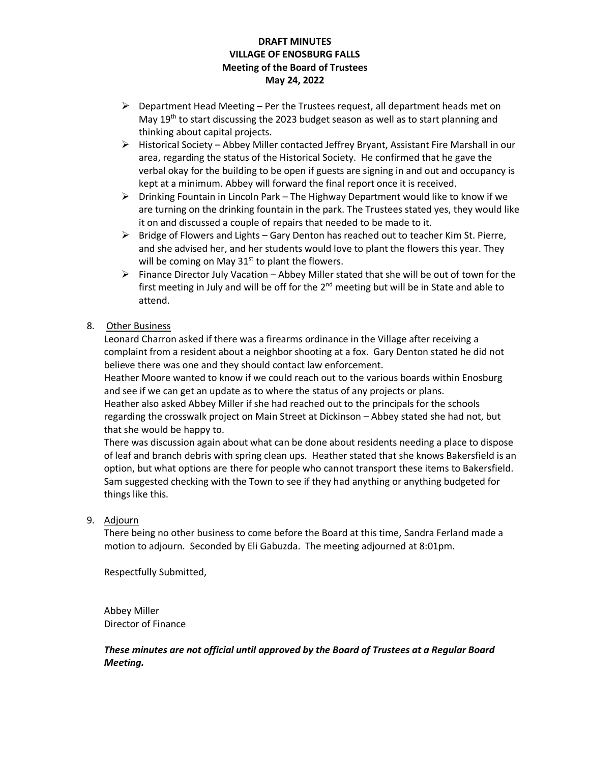**DRAFT MINUTES**
**VILLAGE OF ENOSBURG FALLS**
**Meeting of the Board of Trustees**
**May 24, 2022**

- Department Head Meeting – Per the Trustees request, all department heads met on May 19th to start discussing the 2023 budget season as well as to start planning and thinking about capital projects.
- Historical Society – Abbey Miller contacted Jeffrey Bryant, Assistant Fire Marshall in our area, regarding the status of the Historical Society. He confirmed that he gave the verbal okay for the building to be open if guests are signing in and out and occupancy is kept at a minimum. Abbey will forward the final report once it is received.
- Drinking Fountain in Lincoln Park – The Highway Department would like to know if we are turning on the drinking fountain in the park. The Trustees stated yes, they would like it on and discussed a couple of repairs that needed to be made to it.
- Bridge of Flowers and Lights – Gary Denton has reached out to teacher Kim St. Pierre, and she advised her, and her students would love to plant the flowers this year. They will be coming on May 31st to plant the flowers.
- Finance Director July Vacation – Abbey Miller stated that she will be out of town for the first meeting in July and will be off for the 2nd meeting but will be in State and able to attend.

8. Other Business

Leonard Charron asked if there was a firearms ordinance in the Village after receiving a complaint from a resident about a neighbor shooting at a fox. Gary Denton stated he did not believe there was one and they should contact law enforcement.

Heather Moore wanted to know if we could reach out to the various boards within Enosburg and see if we can get an update as to where the status of any projects or plans.

Heather also asked Abbey Miller if she had reached out to the principals for the schools regarding the crosswalk project on Main Street at Dickinson – Abbey stated she had not, but that she would be happy to.

There was discussion again about what can be done about residents needing a place to dispose of leaf and branch debris with spring clean ups. Heather stated that she knows Bakersfield is an option, but what options are there for people who cannot transport these items to Bakersfield. Sam suggested checking with the Town to see if they had anything or anything budgeted for things like this.

9. Adjourn

There being no other business to come before the Board at this time, Sandra Ferland made a motion to adjourn. Seconded by Eli Gabuzda. The meeting adjourned at 8:01pm.

Respectfully Submitted,

Abbey Miller
Director of Finance

***These minutes are not official until approved by the Board of Trustees at a Regular Board Meeting.***